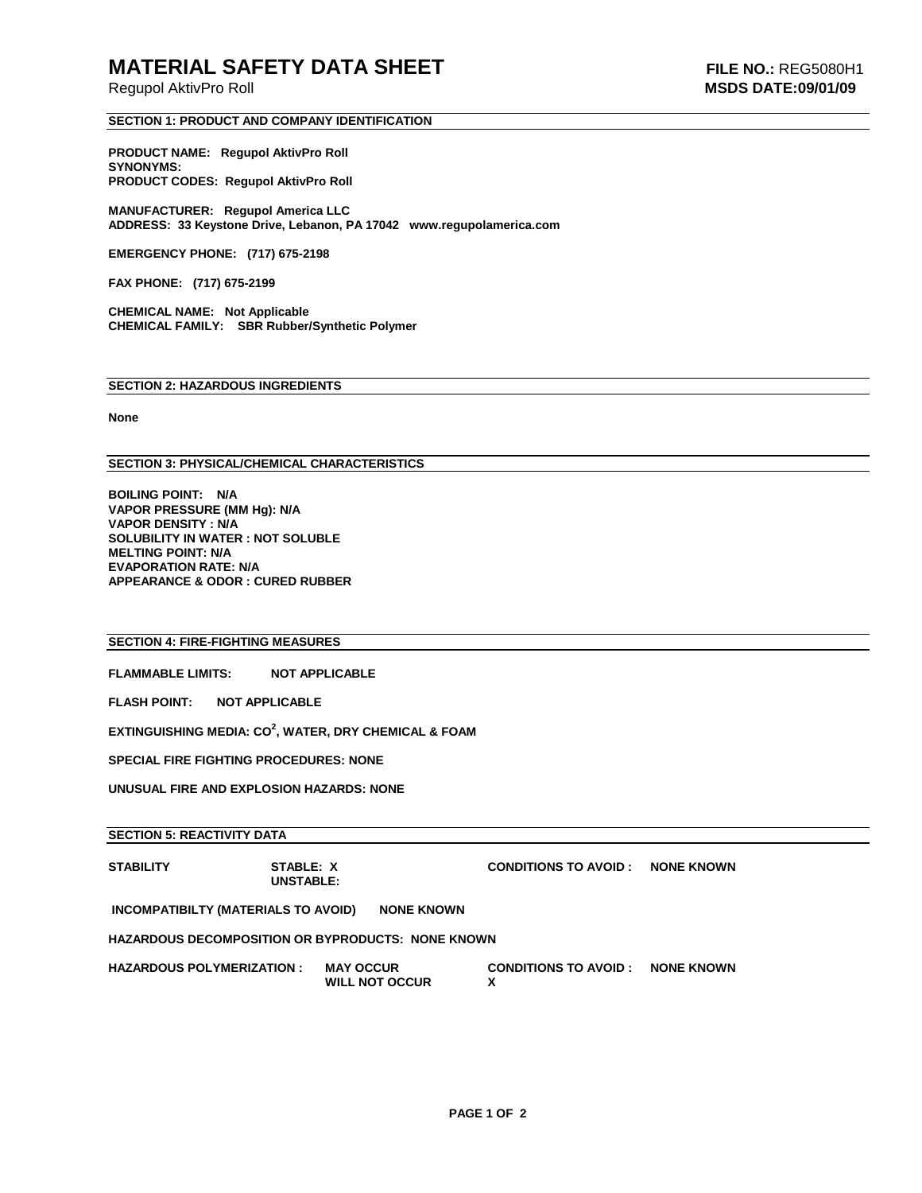# MATERIAL SAFETY DATA SHEET

Regupol AktivPro Roll

**FILE NO.:** REG5080H1
**MSDS DATE:09/01/09**

## SECTION 1: PRODUCT AND COMPANY IDENTIFICATION

**PRODUCT NAME: Regupol AktivPro Roll**
**SYNONYMS:**
**PRODUCT CODES: Regupol AktivPro Roll**

**MANUFACTURER: Regupol America LLC**
**ADDRESS: 33 Keystone Drive, Lebanon, PA 17042 www.regupolamerica.com**

**EMERGENCY PHONE: (717) 675-2198**

**FAX PHONE: (717) 675-2199**

**CHEMICAL NAME: Not Applicable**
**CHEMICAL FAMILY: SBR Rubber/Synthetic Polymer**

## SECTION 2: HAZARDOUS INGREDIENTS

**None**

## SECTION 3: PHYSICAL/CHEMICAL CHARACTERISTICS

**BOILING POINT: N/A**
**VAPOR PRESSURE (MM Hg): N/A**
**VAPOR DENSITY : N/A**
**SOLUBILITY IN WATER : NOT SOLUBLE**
**MELTING POINT: N/A**
**EVAPORATION RATE: N/A**
**APPEARANCE & ODOR : CURED RUBBER**

## SECTION 4: FIRE-FIGHTING MEASURES

**FLAMMABLE LIMITS: NOT APPLICABLE**

**FLASH POINT: NOT APPLICABLE**

**EXTINGUISHING MEDIA: $CO^2$, WATER, DRY CHEMICAL & FOAM**

**SPECIAL FIRE FIGHTING PROCEDURES: NONE**

**UNUSUAL FIRE AND EXPLOSION HAZARDS: NONE**

## SECTION 5: REACTIVITY DATA

| | | | |
|---|---|---|---|
| **STABILITY** | **STABLE: X**<br>**UNSTABLE:** | **CONDITIONS TO AVOID :** | **NONE KNOWN** |

**INCOMPATIBILTY (MATERIALS TO AVOID) NONE KNOWN**

**HAZARDOUS DECOMPOSITION OR BYPRODUCTS: NONE KNOWN**

| | | | | |
|---|---|---|---|---|
| **HAZARDOUS POLYMERIZATION :** | **MAY OCCUR** | | **CONDITIONS TO AVOID :** | **NONE KNOWN** |
| | **WILL NOT OCCUR** | **X** | | |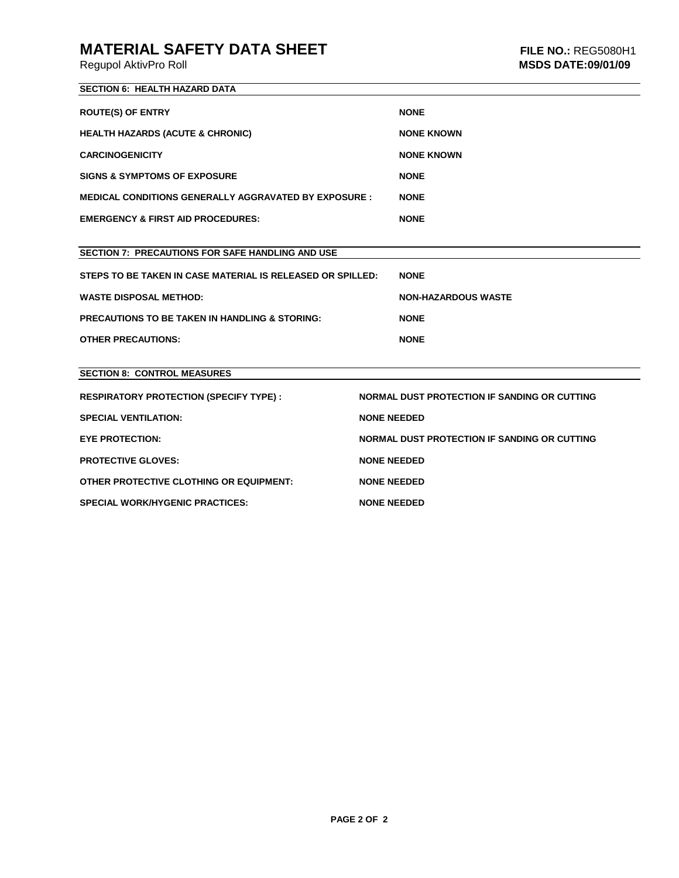# MATERIAL SAFETY DATA SHEET

Regupol AktivPro Roll

**FILE NO.:** REG5080H1
**MSDS DATE:09/01/09**

## SECTION 6: HEALTH HAZARD DATA

| | |
|---|---|
| **ROUTE(S) OF ENTRY** | **NONE** |
| **HEALTH HAZARDS (ACUTE & CHRONIC)** | **NONE KNOWN** |
| **CARCINOGENICITY** | **NONE KNOWN** |
| **SIGNS & SYMPTOMS OF EXPOSURE** | **NONE** |
| **MEDICAL CONDITIONS GENERALLY AGGRAVATED BY EXPOSURE :** | **NONE** |
| **EMERGENCY & FIRST AID PROCEDURES:** | **NONE** |

## SECTION 7: PRECAUTIONS FOR SAFE HANDLING AND USE

| | |
|---|---|
| **STEPS TO BE TAKEN IN CASE MATERIAL IS RELEASED OR SPILLED:** | **NONE** |
| **WASTE DISPOSAL METHOD:** | **NON-HAZARDOUS WASTE** |
| **PRECAUTIONS TO BE TAKEN IN HANDLING & STORING:** | **NONE** |
| **OTHER PRECAUTIONS:** | **NONE** |

## SECTION 8: CONTROL MEASURES

| | |
|---|---|
| **RESPIRATORY PROTECTION (SPECIFY TYPE) :** | **NORMAL DUST PROTECTION IF SANDING OR CUTTING** |
| **SPECIAL VENTILATION:** | **NONE NEEDED** |
| **EYE PROTECTION:** | **NORMAL DUST PROTECTION IF SANDING OR CUTTING** |
| **PROTECTIVE GLOVES:** | **NONE NEEDED** |
| **OTHER PROTECTIVE CLOTHING OR EQUIPMENT:** | **NONE NEEDED** |
| **SPECIAL WORK/HYGENIC PRACTICES:** | **NONE NEEDED** |